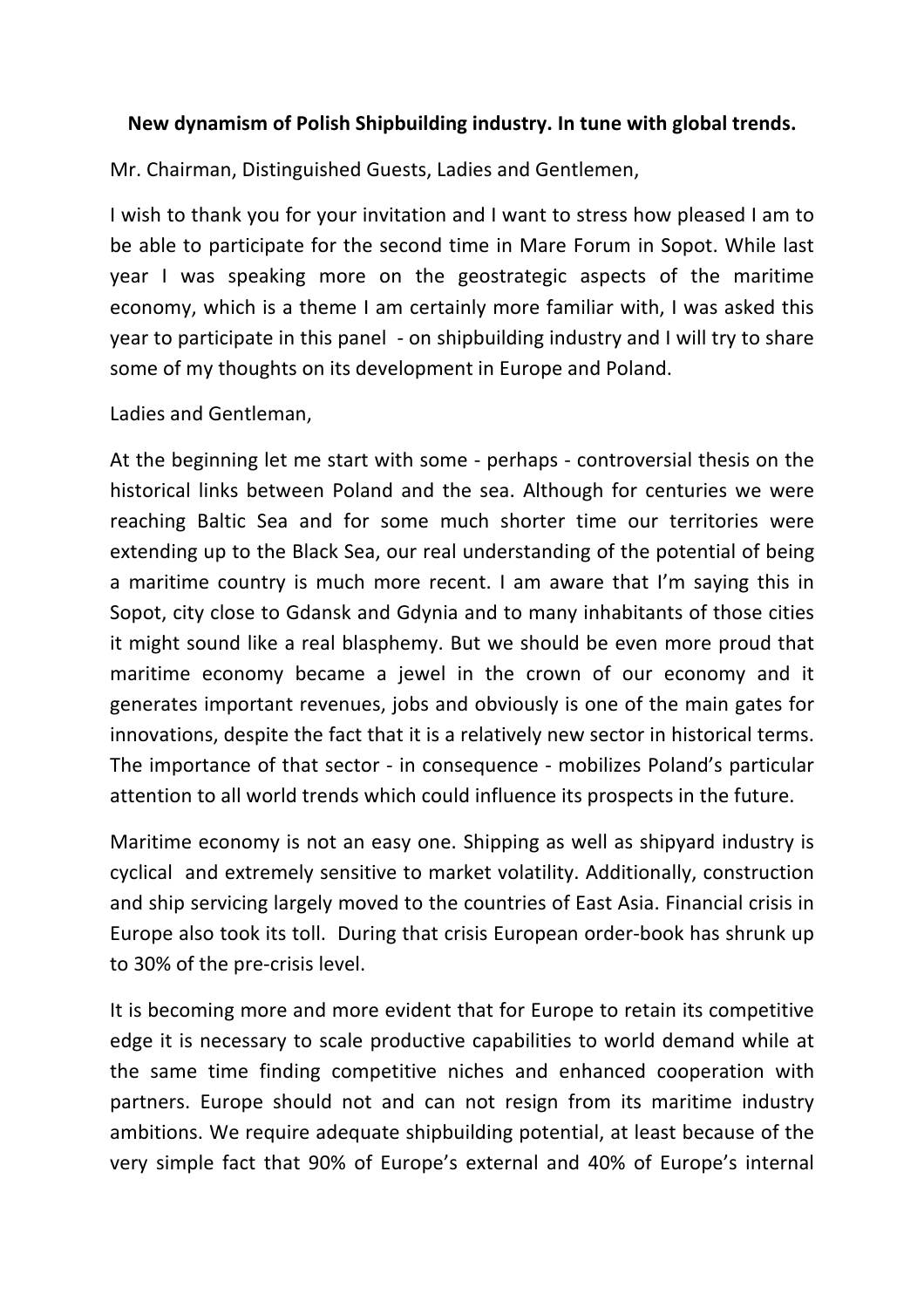**New dynamism of Polish Shipbuilding industry. In tune with global trends.**

Mr. Chairman, Distinguished Guests, Ladies and Gentlemen,

I wish to thank you for your invitation and I want to stress how pleased I am to be able to participate for the second time in Mare Forum in Sopot. While last year I was speaking more on the geostrategic aspects of the maritime economy, which is a theme I am certainly more familiar with, I was asked this year to participate in this panel - on shipbuilding industry and I will try to share some of my thoughts on its development in Europe and Poland.

Ladies and Gentleman,

At the beginning let me start with some - perhaps - controversial thesis on the historical links between Poland and the sea. Although for centuries we were reaching Baltic Sea and for some much shorter time our territories were extending up to the Black Sea, our real understanding of the potential of being a maritime country is much more recent. I am aware that I'm saying this in Sopot, city close to Gdansk and Gdynia and to many inhabitants of those cities it might sound like a real blasphemy. But we should be even more proud that maritime economy became a jewel in the crown of our economy and it generates important revenues, jobs and obviously is one of the main gates for innovations, despite the fact that it is a relatively new sector in historical terms. The importance of that sector - in consequence - mobilizes Poland's particular attention to all world trends which could influence its prospects in the future.

Maritime economy is not an easy one. Shipping as well as shipyard industry is cyclical and extremely sensitive to market volatility. Additionally, construction and ship servicing largely moved to the countries of East Asia. Financial crisis in Europe also took its toll. During that crisis European order-book has shrunk up to 30% of the pre-crisis level.

It is becoming more and more evident that for Europe to retain its competitive edge it is necessary to scale productive capabilities to world demand while at the same time finding competitive niches and enhanced cooperation with partners. Europe should not and can not resign from its maritime industry ambitions. We require adequate shipbuilding potential, at least because of the very simple fact that 90% of Europe's external and 40% of Europe's internal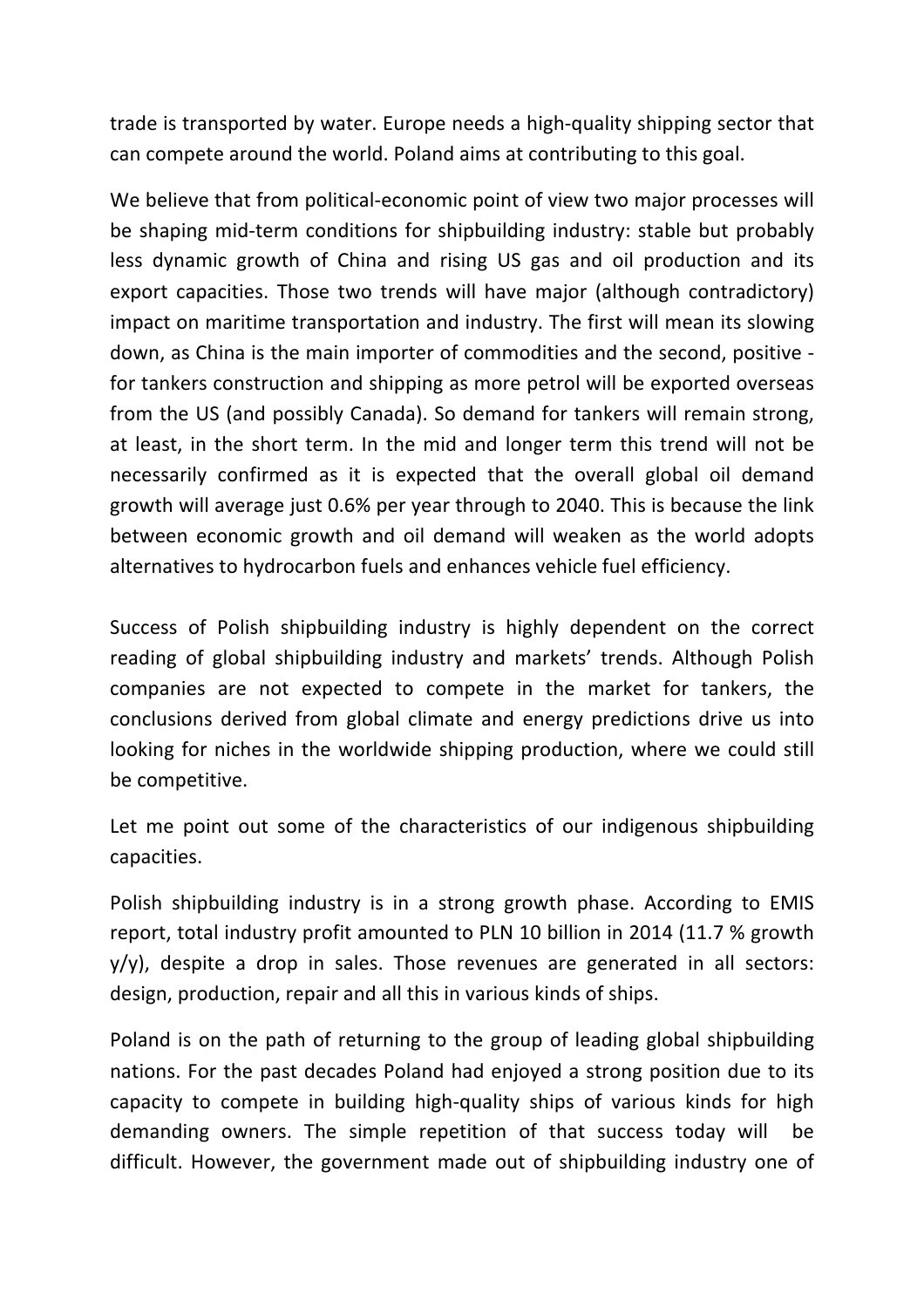trade is transported by water. Europe needs a high-quality shipping sector that can compete around the world. Poland aims at contributing to this goal.

We believe that from political-economic point of view two major processes will be shaping mid-term conditions for shipbuilding industry: stable but probably less dynamic growth of China and rising US gas and oil production and its export capacities. Those two trends will have major (although contradictory) impact on maritime transportation and industry. The first will mean its slowing down, as China is the main importer of commodities and the second, positive - for tankers construction and shipping as more petrol will be exported overseas from the US (and possibly Canada). So demand for tankers will remain strong, at least, in the short term. In the mid and longer term this trend will not be necessarily confirmed as it is expected that the overall global oil demand growth will average just 0.6% per year through to 2040. This is because the link between economic growth and oil demand will weaken as the world adopts alternatives to hydrocarbon fuels and enhances vehicle fuel efficiency.

Success of Polish shipbuilding industry is highly dependent on the correct reading of global shipbuilding industry and markets' trends. Although Polish companies are not expected to compete in the market for tankers, the conclusions derived from global climate and energy predictions drive us into looking for niches in the worldwide shipping production, where we could still be competitive.

Let me point out some of the characteristics of our indigenous shipbuilding capacities.

Polish shipbuilding industry is in a strong growth phase. According to EMIS report, total industry profit amounted to PLN 10 billion in 2014 (11.7 % growth y/y), despite a drop in sales. Those revenues are generated in all sectors: design, production, repair and all this in various kinds of ships.

Poland is on the path of returning to the group of leading global shipbuilding nations. For the past decades Poland had enjoyed a strong position due to its capacity to compete in building high-quality ships of various kinds for high demanding owners. The simple repetition of that success today will be difficult. However, the government made out of shipbuilding industry one of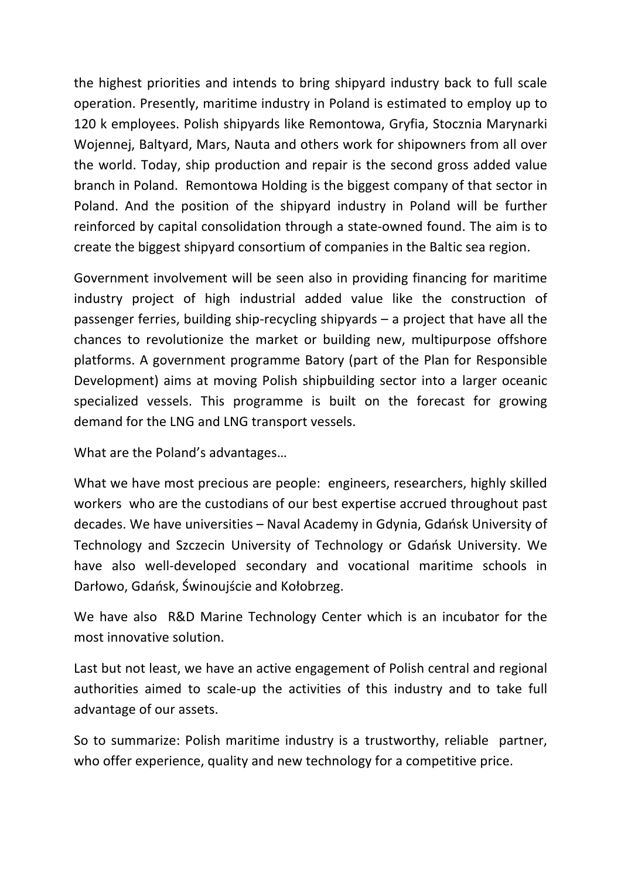the highest priorities and intends to bring shipyard industry back to full scale operation. Presently, maritime industry in Poland is estimated to employ up to 120 k employees. Polish shipyards like Remontowa, Gryfia, Stocznia Marynarki Wojennej, Baltyard, Mars, Nauta and others work for shipowners from all over the world. Today, ship production and repair is the second gross added value branch in Poland. Remontowa Holding is the biggest company of that sector in Poland. And the position of the shipyard industry in Poland will be further reinforced by capital consolidation through a state-owned found. The aim is to create the biggest shipyard consortium of companies in the Baltic sea region.

Government involvement will be seen also in providing financing for maritime industry project of high industrial added value like the construction of passenger ferries, building ship-recycling shipyards – a project that have all the chances to revolutionize the market or building new, multipurpose offshore platforms. A government programme Batory (part of the Plan for Responsible Development) aims at moving Polish shipbuilding sector into a larger oceanic specialized vessels. This programme is built on the forecast for growing demand for the LNG and LNG transport vessels.

What are the Poland's advantages…

What we have most precious are people: engineers, researchers, highly skilled workers who are the custodians of our best expertise accrued throughout past decades. We have universities – Naval Academy in Gdynia, Gdańsk University of Technology and Szczecin University of Technology or Gdańsk University. We have also well-developed secondary and vocational maritime schools in Darłowo, Gdańsk, Świnoujście and Kołobrzeg.

We have also R&D Marine Technology Center which is an incubator for the most innovative solution.

Last but not least, we have an active engagement of Polish central and regional authorities aimed to scale-up the activities of this industry and to take full advantage of our assets.

So to summarize: Polish maritime industry is a trustworthy, reliable partner, who offer experience, quality and new technology for a competitive price.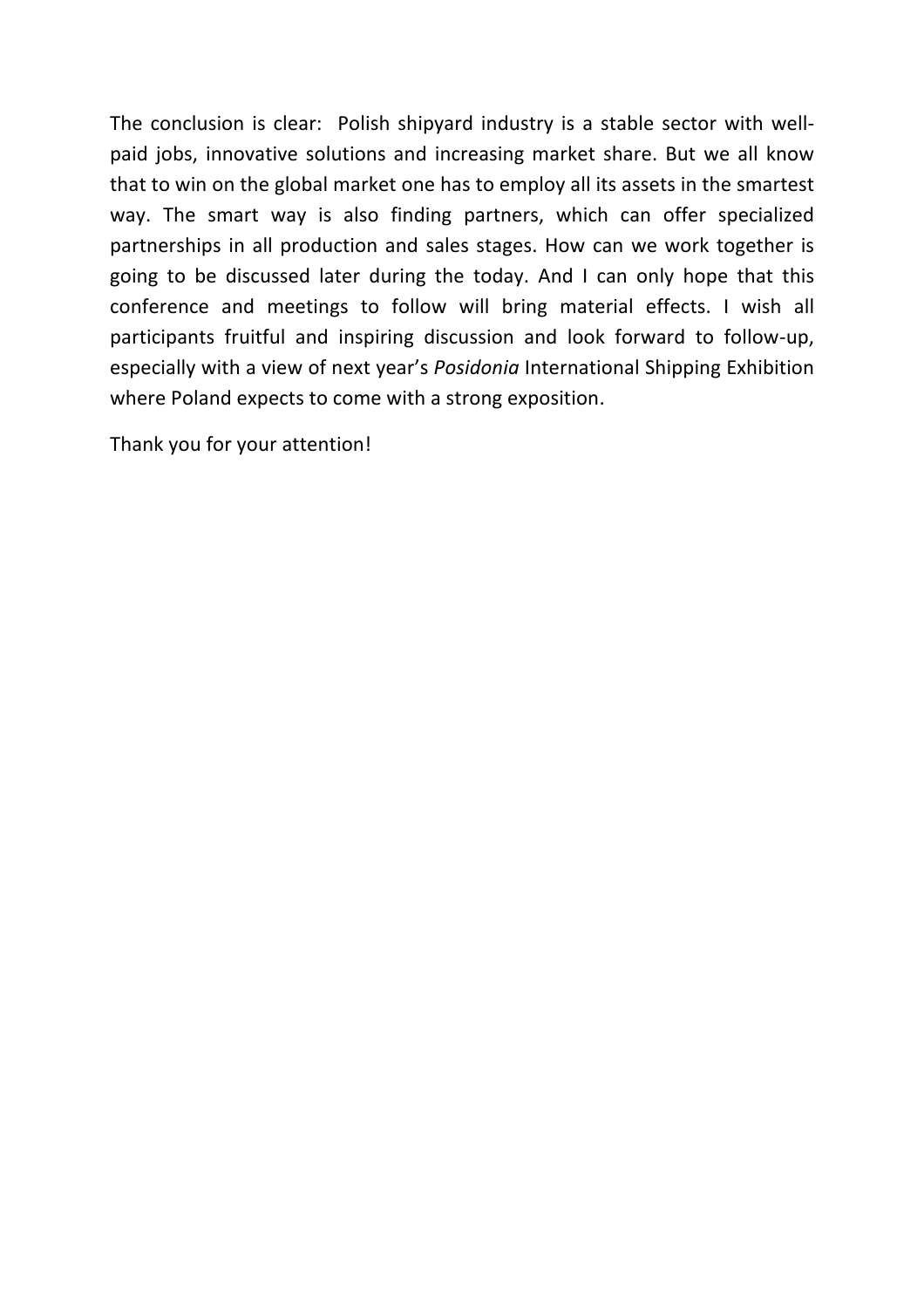The conclusion is clear: Polish shipyard industry is a stable sector with well-paid jobs, innovative solutions and increasing market share. But we all know that to win on the global market one has to employ all its assets in the smartest way. The smart way is also finding partners, which can offer specialized partnerships in all production and sales stages. How can we work together is going to be discussed later during the today. And I can only hope that this conference and meetings to follow will bring material effects. I wish all participants fruitful and inspiring discussion and look forward to follow-up, especially with a view of next year's *Posidonia* International Shipping Exhibition where Poland expects to come with a strong exposition.

Thank you for your attention!